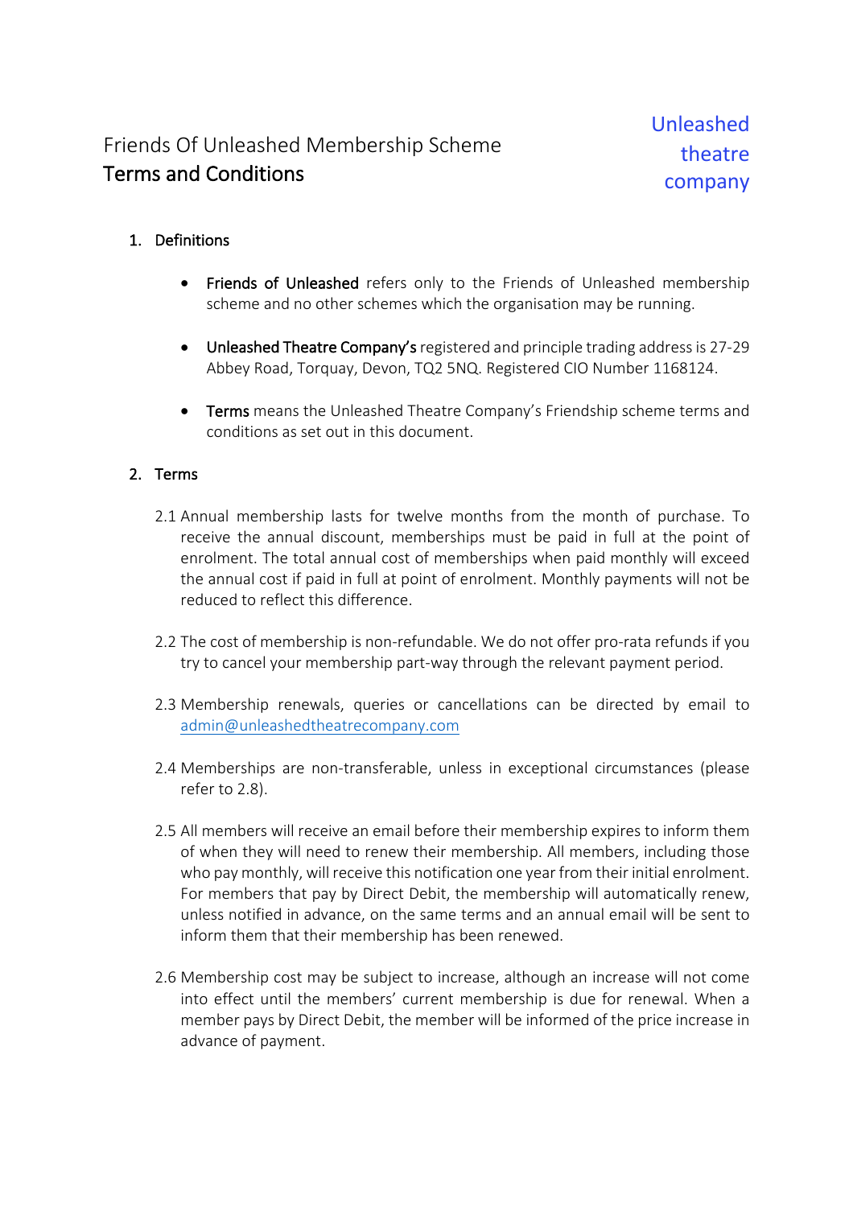# Friends Of Unleashed Membership Scheme
## Terms and Conditions

Unleashed theatre company

1. **Definitions**

   - **Friends of Unleashed** refers only to the Friends of Unleashed membership scheme and no other schemes which the organisation may be running.
   - **Unleashed Theatre Company's** registered and principle trading address is 27-29 Abbey Road, Torquay, Devon, TQ2 5NQ. Registered CIO Number 1168124.
   - **Terms** means the Unleashed Theatre Company's Friendship scheme terms and conditions as set out in this document.

2. **Terms**

2.1 Annual membership lasts for twelve months from the month of purchase. To receive the annual discount, memberships must be paid in full at the point of enrolment. The total annual cost of memberships when paid monthly will exceed the annual cost if paid in full at point of enrolment. Monthly payments will not be reduced to reflect this difference.

2.2 The cost of membership is non-refundable. We do not offer pro-rata refunds if you try to cancel your membership part-way through the relevant payment period.

2.3 Membership renewals, queries or cancellations can be directed by email to admin@unleashedtheatrecompany.com

2.4 Memberships are non-transferable, unless in exceptional circumstances (please refer to 2.8).

2.5 All members will receive an email before their membership expires to inform them of when they will need to renew their membership. All members, including those who pay monthly, will receive this notification one year from their initial enrolment. For members that pay by Direct Debit, the membership will automatically renew, unless notified in advance, on the same terms and an annual email will be sent to inform them that their membership has been renewed.

2.6 Membership cost may be subject to increase, although an increase will not come into effect until the members' current membership is due for renewal. When a member pays by Direct Debit, the member will be informed of the price increase in advance of payment.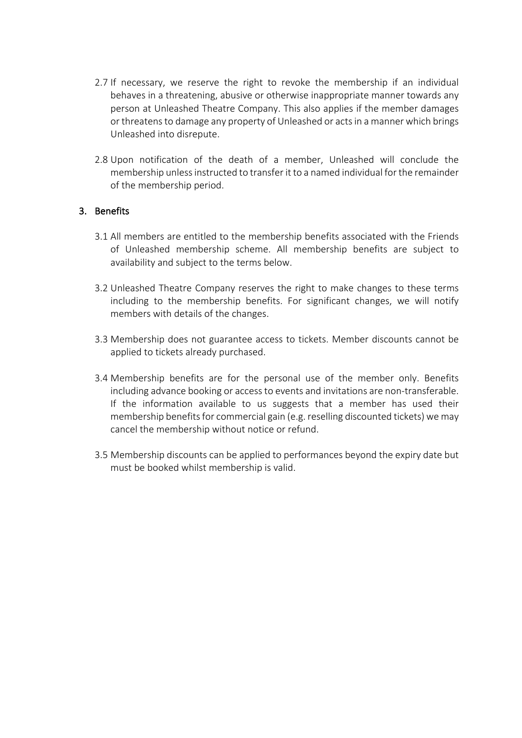2.7 If necessary, we reserve the right to revoke the membership if an individual behaves in a threatening, abusive or otherwise inappropriate manner towards any person at Unleashed Theatre Company. This also applies if the member damages or threatens to damage any property of Unleashed or acts in a manner which brings Unleashed into disrepute.

2.8 Upon notification of the death of a member, Unleashed will conclude the membership unless instructed to transfer it to a named individual for the remainder of the membership period.

## 3. Benefits

3.1 All members are entitled to the membership benefits associated with the Friends of Unleashed membership scheme. All membership benefits are subject to availability and subject to the terms below.

3.2 Unleashed Theatre Company reserves the right to make changes to these terms including to the membership benefits. For significant changes, we will notify members with details of the changes.

3.3 Membership does not guarantee access to tickets. Member discounts cannot be applied to tickets already purchased.

3.4 Membership benefits are for the personal use of the member only. Benefits including advance booking or access to events and invitations are non-transferable. If the information available to us suggests that a member has used their membership benefits for commercial gain (e.g. reselling discounted tickets) we may cancel the membership without notice or refund.

3.5 Membership discounts can be applied to performances beyond the expiry date but must be booked whilst membership is valid.